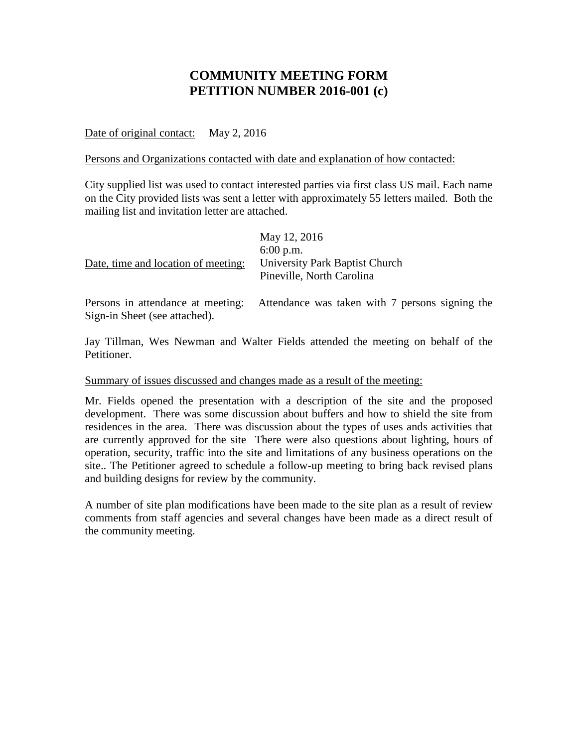# COMMUNITY MEETING FORM
# PETITION NUMBER 2016-001 (c)

Date of original contact: May 2, 2016

Persons and Organizations contacted with date and explanation of how contacted:

City supplied list was used to contact interested parties via first class US mail. Each name on the City provided lists was sent a letter with approximately 55 letters mailed. Both the mailing list and invitation letter are attached.

Date, time and location of meeting:
May 12, 2016
6:00 p.m.
University Park Baptist Church
Pineville, North Carolina

Persons in attendance at meeting: Attendance was taken with 7 persons signing the Sign-in Sheet (see attached).

Jay Tillman, Wes Newman and Walter Fields attended the meeting on behalf of the Petitioner.

Summary of issues discussed and changes made as a result of the meeting:

Mr. Fields opened the presentation with a description of the site and the proposed development. There was some discussion about buffers and how to shield the site from residences in the area. There was discussion about the types of uses ands activities that are currently approved for the site There were also questions about lighting, hours of operation, security, traffic into the site and limitations of any business operations on the site.. The Petitioner agreed to schedule a follow-up meeting to bring back revised plans and building designs for review by the community.

A number of site plan modifications have been made to the site plan as a result of review comments from staff agencies and several changes have been made as a direct result of the community meeting.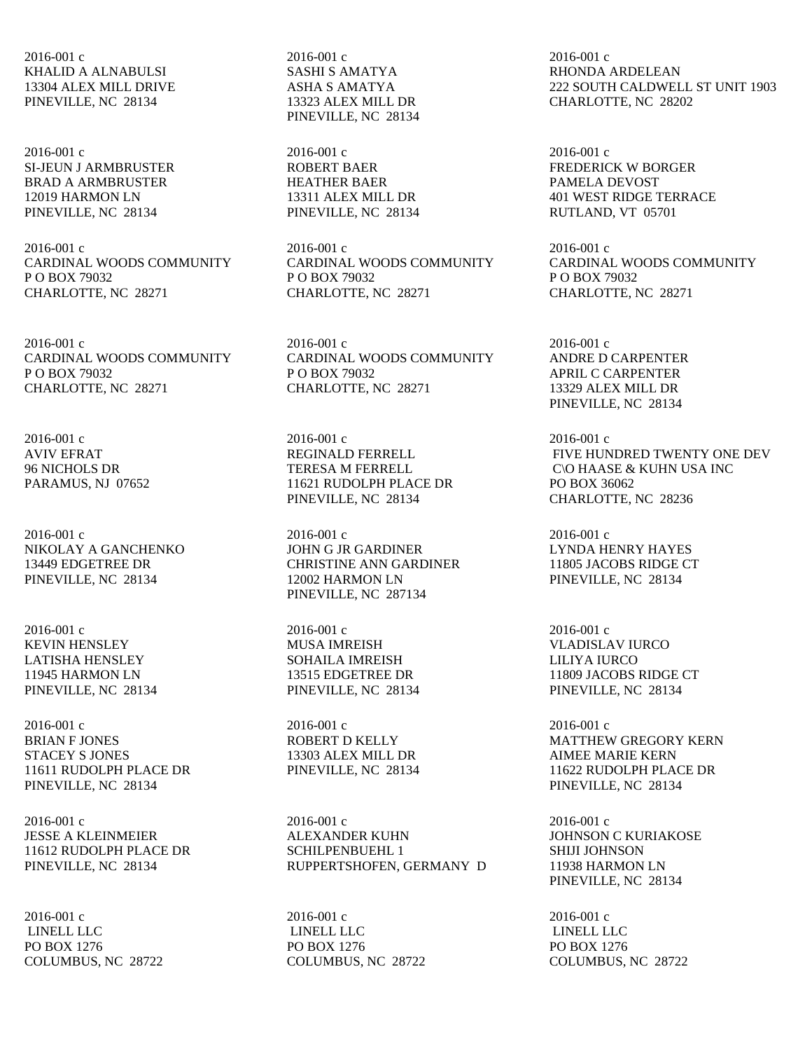2016-001 c
KHALID A ALNABULSI
13304 ALEX MILL DRIVE
PINEVILLE, NC  28134

2016-001 c
SASHI S AMATYA
ASHA S AMATYA
13323 ALEX MILL DR
PINEVILLE, NC  28134

2016-001 c
RHONDA ARDELEAN
222 SOUTH CALDWELL ST UNIT 1903
CHARLOTTE, NC  28202

2016-001 c
SI-JEUN J ARMBRUSTER
BRAD A ARMBRUSTER
12019 HARMON LN
PINEVILLE, NC  28134

2016-001 c
ROBERT BAER
HEATHER BAER
13311 ALEX MILL DR
PINEVILLE, NC  28134

2016-001 c
FREDERICK W BORGER
PAMELA DEVOST
401 WEST RIDGE TERRACE
RUTLAND, VT  05701

2016-001 c
CARDINAL WOODS COMMUNITY
P O BOX 79032
CHARLOTTE, NC  28271

2016-001 c
CARDINAL WOODS COMMUNITY
P O BOX 79032
CHARLOTTE, NC  28271

2016-001 c
CARDINAL WOODS COMMUNITY
P O BOX 79032
CHARLOTTE, NC  28271

2016-001 c
CARDINAL WOODS COMMUNITY
P O BOX 79032
CHARLOTTE, NC  28271

2016-001 c
CARDINAL WOODS COMMUNITY
P O BOX 79032
CHARLOTTE, NC  28271

2016-001 c
ANDRE D CARPENTER
APRIL C CARPENTER
13329 ALEX MILL DR
PINEVILLE, NC  28134

2016-001 c
AVIV EFRAT
96 NICHOLS DR
PARAMUS, NJ  07652

2016-001 c
REGINALD FERRELL
TERESA M FERRELL
11621 RUDOLPH PLACE DR
PINEVILLE, NC  28134

2016-001 c
FIVE HUNDRED TWENTY ONE DEV
C\O HAASE & KUHN USA INC
PO BOX 36062
CHARLOTTE, NC  28236

2016-001 c
NIKOLAY A GANCHENKO
13449 EDGETREE DR
PINEVILLE, NC  28134

2016-001 c
JOHN G JR GARDINER
CHRISTINE ANN GARDINER
12002 HARMON LN
PINEVILLE, NC  287134

2016-001 c
LYNDA HENRY HAYES
11805 JACOBS RIDGE CT
PINEVILLE, NC  28134

2016-001 c
KEVIN HENSLEY
LATISHA HENSLEY
11945 HARMON LN
PINEVILLE, NC  28134

2016-001 c
MUSA IMREISH
SOHAILA IMREISH
13515 EDGETREE DR
PINEVILLE, NC  28134

2016-001 c
VLADISLAV IURCO
LILIYA IURCO
11809 JACOBS RIDGE CT
PINEVILLE, NC  28134

2016-001 c
BRIAN F JONES
STACEY S JONES
11611 RUDOLPH PLACE DR
PINEVILLE, NC  28134

2016-001 c
ROBERT D KELLY
13303 ALEX MILL DR
PINEVILLE, NC  28134

2016-001 c
MATTHEW GREGORY KERN
AIMEE MARIE KERN
11622 RUDOLPH PLACE DR
PINEVILLE, NC  28134

2016-001 c
JESSE A KLEINMEIER
11612 RUDOLPH PLACE DR
PINEVILLE, NC  28134

2016-001 c
ALEXANDER KUHN
SCHILPENBUEHL 1
RUPPERTSHOFEN, GERMANY  D

2016-001 c
JOHNSON C KURIAKOSE
SHIJI JOHNSON
11938 HARMON LN
PINEVILLE, NC  28134

2016-001 c
LINELL LLC
PO BOX 1276
COLUMBUS, NC  28722

2016-001 c
LINELL LLC
PO BOX 1276
COLUMBUS, NC  28722

2016-001 c
LINELL LLC
PO BOX 1276
COLUMBUS, NC  28722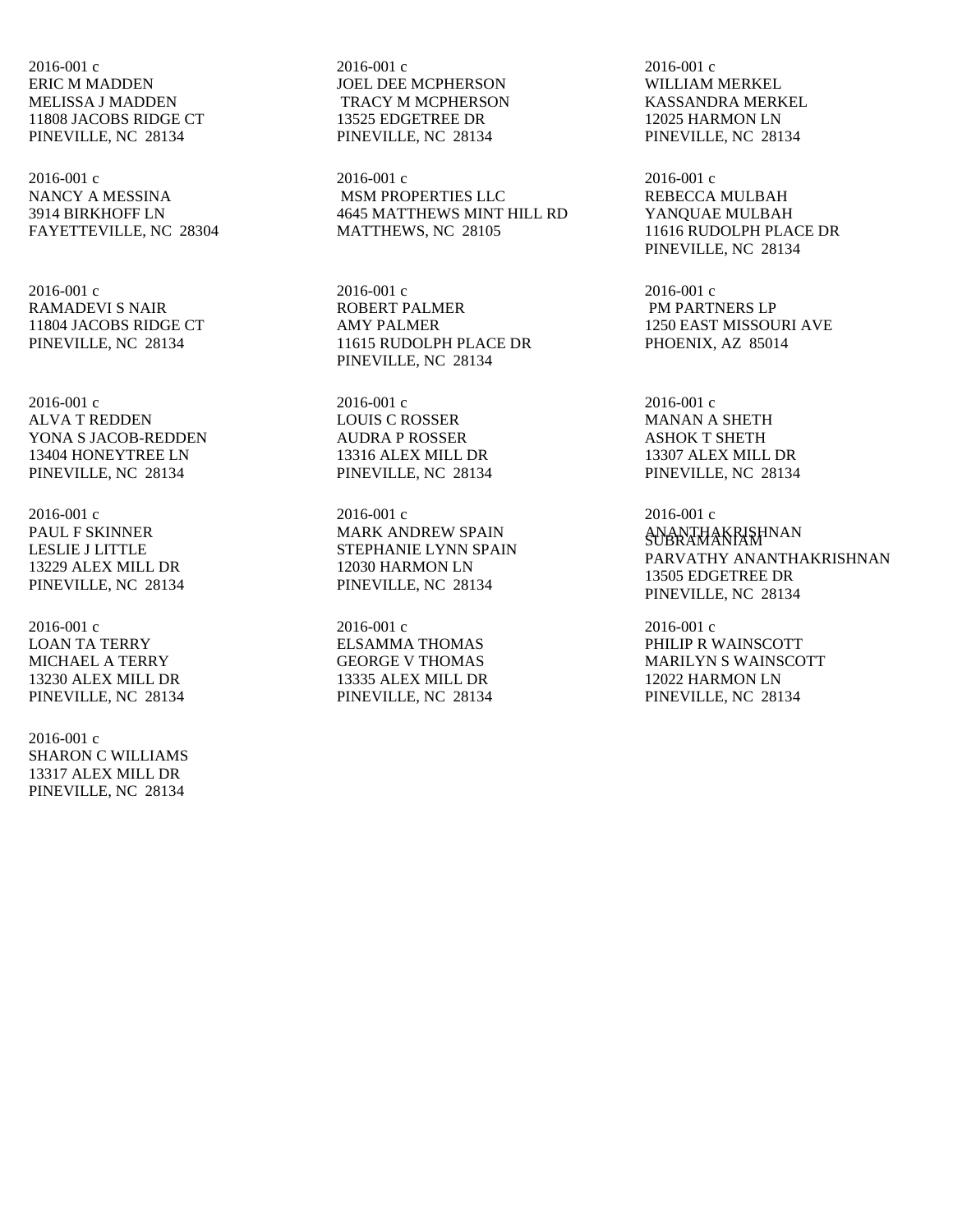2016-001 c
ERIC M MADDEN
MELISSA J MADDEN
11808 JACOBS RIDGE CT
PINEVILLE, NC 28134

2016-001 c
JOEL DEE MCPHERSON
TRACY M MCPHERSON
13525 EDGETREE DR
PINEVILLE, NC 28134

2016-001 c
WILLIAM MERKEL
KASSANDRA MERKEL
12025 HARMON LN
PINEVILLE, NC 28134

2016-001 c
NANCY A MESSINA
3914 BIRKHOFF LN
FAYETTEVILLE, NC 28304

2016-001 c
MSM PROPERTIES LLC
4645 MATTHEWS MINT HILL RD
MATTHEWS, NC 28105

2016-001 c
REBECCA MULBAH
YANQUAE MULBAH
11616 RUDOLPH PLACE DR
PINEVILLE, NC 28134

2016-001 c
RAMADEVI S NAIR
11804 JACOBS RIDGE CT
PINEVILLE, NC 28134

2016-001 c
ROBERT PALMER
AMY PALMER
11615 RUDOLPH PLACE DR
PINEVILLE, NC 28134

2016-001 c
PM PARTNERS LP
1250 EAST MISSOURI AVE
PHOENIX, AZ 85014

2016-001 c
ALVA T REDDEN
YONA S JACOB-REDDEN
13404 HONEYTREE LN
PINEVILLE, NC 28134

2016-001 c
LOUIS C ROSSER
AUDRA P ROSSER
13316 ALEX MILL DR
PINEVILLE, NC 28134

2016-001 c
MANAN A SHETH
ASHOK T SHETH
13307 ALEX MILL DR
PINEVILLE, NC 28134

2016-001 c
PAUL F SKINNER
LESLIE J LITTLE
13229 ALEX MILL DR
PINEVILLE, NC 28134

2016-001 c
MARK ANDREW SPAIN
STEPHANIE LYNN SPAIN
12030 HARMON LN
PINEVILLE, NC 28134

2016-001 c
ANANTHAKRISHNAN SUBRAMANIAM
PARVATHY ANANTHAKRISHNAN
13505 EDGETREE DR
PINEVILLE, NC 28134

2016-001 c
LOAN TA TERRY
MICHAEL A TERRY
13230 ALEX MILL DR
PINEVILLE, NC 28134

2016-001 c
ELSAMMA THOMAS
GEORGE V THOMAS
13335 ALEX MILL DR
PINEVILLE, NC 28134

2016-001 c
PHILIP R WAINSCOTT
MARILYN S WAINSCOTT
12022 HARMON LN
PINEVILLE, NC 28134

2016-001 c
SHARON C WILLIAMS
13317 ALEX MILL DR
PINEVILLE, NC 28134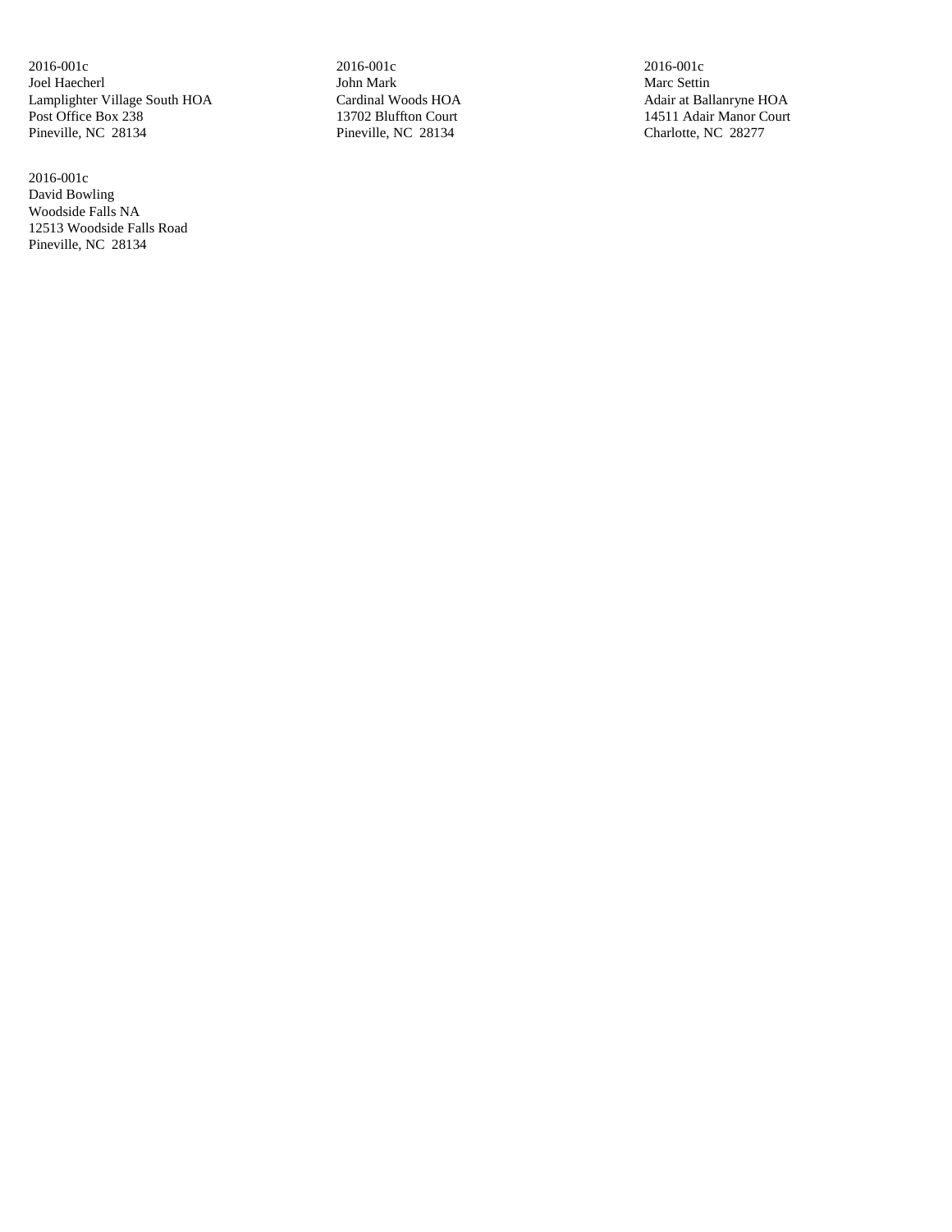2016-001c
Joel Haecherl
Lamplighter Village South HOA
Post Office Box 238
Pineville, NC 28134

2016-001c
John Mark
Cardinal Woods HOA
13702 Bluffton Court
Pineville, NC 28134

2016-001c
Marc Settin
Adair at Ballanryne HOA
14511 Adair Manor Court
Charlotte, NC 28277

2016-001c
David Bowling
Woodside Falls NA
12513 Woodside Falls Road
Pineville, NC 28134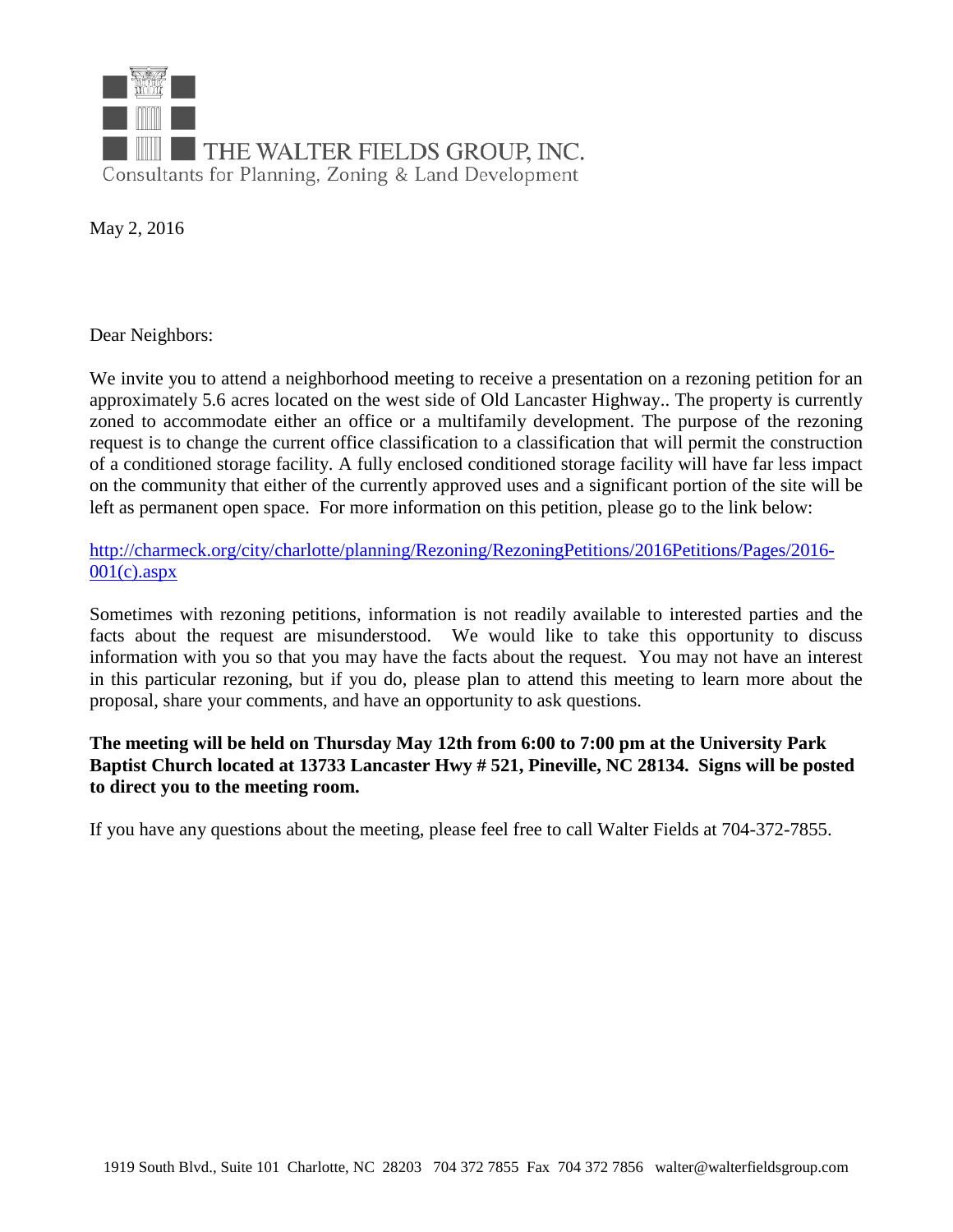THE WALTER FIELDS GROUP, INC.
Consultants for Planning, Zoning & Land Development

May 2, 2016

Dear Neighbors:

We invite you to attend a neighborhood meeting to receive a presentation on a rezoning petition for an approximately 5.6 acres located on the west side of Old Lancaster Highway.. The property is currently zoned to accommodate either an office or a multifamily development. The purpose of the rezoning request is to change the current office classification to a classification that will permit the construction of a conditioned storage facility. A fully enclosed conditioned storage facility will have far less impact on the community that either of the currently approved uses and a significant portion of the site will be left as permanent open space. For more information on this petition, please go to the link below:

[http://charmeck.org/city/charlotte/planning/Rezoning/RezoningPetitions/2016Petitions/Pages/2016-001(c).aspx](http://charmeck.org/city/charlotte/planning/Rezoning/RezoningPetitions/2016Petitions/Pages/2016-001(c).aspx)

Sometimes with rezoning petitions, information is not readily available to interested parties and the facts about the request are misunderstood. We would like to take this opportunity to discuss information with you so that you may have the facts about the request. You may not have an interest in this particular rezoning, but if you do, please plan to attend this meeting to learn more about the proposal, share your comments, and have an opportunity to ask questions.

**The meeting will be held on Thursday May 12th from 6:00 to 7:00 pm at the University Park Baptist Church located at 13733 Lancaster Hwy # 521, Pineville, NC 28134. Signs will be posted to direct you to the meeting room.**

If you have any questions about the meeting, please feel free to call Walter Fields at 704-372-7855.

1919 South Blvd., Suite 101 Charlotte, NC 28203 704 372 7855 Fax 704 372 7856 walter@walterfieldsgroup.com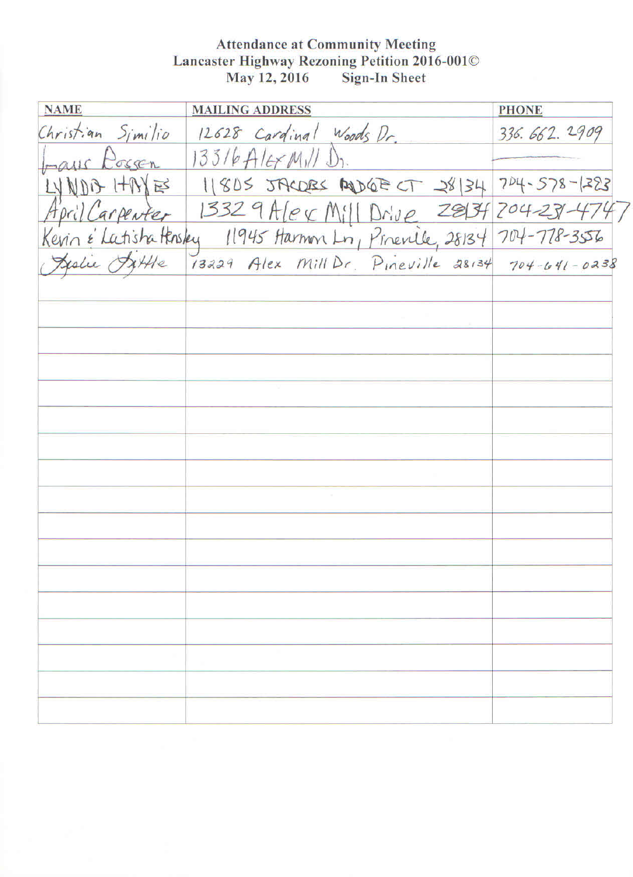**Attendance at Community Meeting**
**Lancaster Highway Rezoning Petition 2016-001©**
**May 12, 2016 Sign-In Sheet**

| NAME | MAILING ADDRESS | PHONE |
|---|---|---|
| Christian Similio | 12628 Cardinal Woods Dr. | 336. 662. 2909 |
| Laus Rossen | 13316 Alex Mill Dr. | ——— |
| LYNDA HAYES | 11805 JACOBS RIDGE CT 28134 | 704-578-1283 |
| April Carpenter | 13329 Alex Mill Drive 28134 | 704-231-4747 |
| Kevin & Latisha Hensley | 11945 Harmon Ln, Pineville, 28134 | 704-778-3556 |
| Leslie Little | 13229 Alex Mill Dr. Pineville 28134 | 704-641-0238 |
| | | |
| | | |
| | | |
| | | |
| | | |
| | | |
| | | |
| | | |
| | | |
| | | |
| | | |
| | | |
| | | |
| | | |
| | | |
| | | |
| | | |